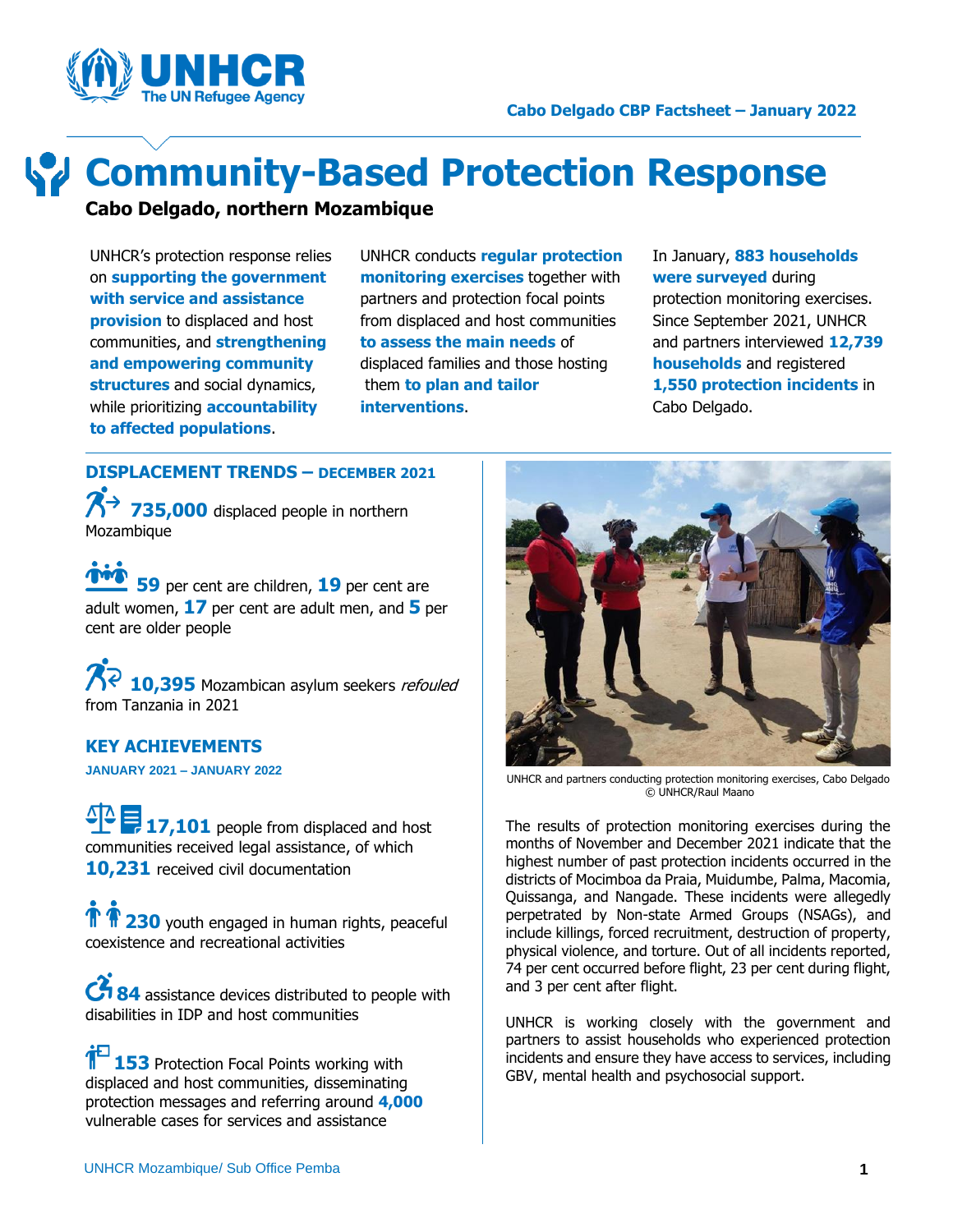# Community-Based Protection Response

**Cabo Delgado, northern Mozambique**

UNHCR's protection response relies on **supporting the government with service and assistance provision** to displaced and host communities, and **strengthening and empowering community structures** and social dynamics, while prioritizing **accountability to affected populations**.

UNHCR conducts **regular protection monitoring exercises** together with partners and protection focal points from displaced and host communities **to assess the main needs** of displaced families and those hosting them **to plan and tailor interventions**.

In January, **883 households were surveyed** during protection monitoring exercises. Since September 2021, UNHCR and partners interviewed **12,739 households** and registered **1,550 protection incidents** in Cabo Delgado.

## DISPLACEMENT TRENDS – DECEMBER 2021

**735,000** displaced people in northern Mozambique

**59** per cent are children, **19** per cent are adult women, **17** per cent are adult men, and **5** per cent are older people

**10,395** Mozambican asylum seekers *refouled* from Tanzania in 2021

## KEY ACHIEVEMENTS

**JANUARY 2021 – JANUARY 2022**

**17,101** people from displaced and host communities received legal assistance, of which **10,231** received civil documentation

**230** youth engaged in human rights, peaceful coexistence and recreational activities

**84** assistance devices distributed to people with disabilities in IDP and host communities

**153** Protection Focal Points working with displaced and host communities, disseminating protection messages and referring around **4,000** vulnerable cases for services and assistance

UNHCR and partners conducting protection monitoring exercises, Cabo Delgado © UNHCR/Raul Maano

The results of protection monitoring exercises during the months of November and December 2021 indicate that the highest number of past protection incidents occurred in the districts of Mocimboa da Praia, Muidumbe, Palma, Macomia, Quissanga, and Nangade. These incidents were allegedly perpetrated by Non-state Armed Groups (NSAGs), and include killings, forced recruitment, destruction of property, physical violence, and torture. Out of all incidents reported, 74 per cent occurred before flight, 23 per cent during flight, and 3 per cent after flight.

UNHCR is working closely with the government and partners to assist households who experienced protection incidents and ensure they have access to services, including GBV, mental health and psychosocial support.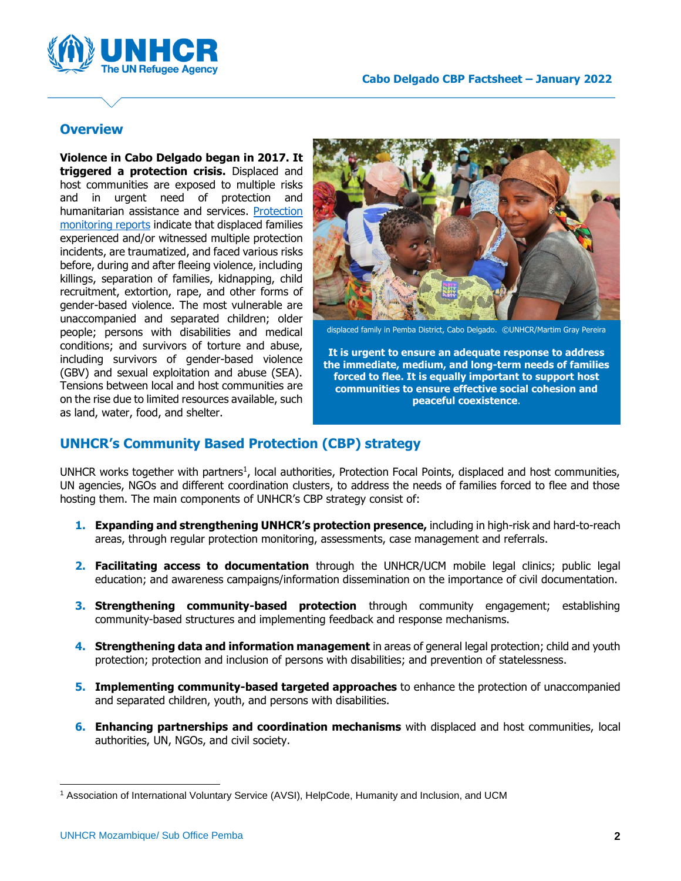## Overview

**Violence in Cabo Delgado began in 2017. It triggered a protection crisis.** Displaced and host communities are exposed to multiple risks and in urgent need of protection and humanitarian assistance and services. [Protection monitoring reports] indicate that displaced families experienced and/or witnessed multiple protection incidents, are traumatized, and faced various risks before, during and after fleeing violence, including killings, separation of families, kidnapping, child recruitment, extortion, rape, and other forms of gender-based violence. The most vulnerable are unaccompanied and separated children; older people; persons with disabilities and medical conditions; and survivors of torture and abuse, including survivors of gender-based violence (GBV) and sexual exploitation and abuse (SEA). Tensions between local and host communities are on the rise due to limited resources available, such as land, water, food, and shelter.

displaced family in Pemba District, Cabo Delgado. ©UNHCR/Martim Gray Pereira

**It is urgent to ensure an adequate response to address the immediate, medium, and long-term needs of families forced to flee. It is equally important to support host communities to ensure effective social cohesion and peaceful coexistence.**

## UNHCR's Community Based Protection (CBP) strategy

UNHCR works together with partners[1], local authorities, Protection Focal Points, displaced and host communities, UN agencies, NGOs and different coordination clusters, to address the needs of families forced to flee and those hosting them. The main components of UNHCR's CBP strategy consist of:

1. **Expanding and strengthening UNHCR's protection presence,** including in high-risk and hard-to-reach areas, through regular protection monitoring, assessments, case management and referrals.
2. **Facilitating access to documentation** through the UNHCR/UCM mobile legal clinics; public legal education; and awareness campaigns/information dissemination on the importance of civil documentation.
3. **Strengthening community-based protection** through community engagement; establishing community-based structures and implementing feedback and response mechanisms.
4. **Strengthening data and information management** in areas of general legal protection; child and youth protection; protection and inclusion of persons with disabilities; and prevention of statelessness.
5. **Implementing community-based targeted approaches** to enhance the protection of unaccompanied and separated children, youth, and persons with disabilities.
6. **Enhancing partnerships and coordination mechanisms** with displaced and host communities, local authorities, UN, NGOs, and civil society.

[1] Association of International Voluntary Service (AVSI), HelpCode, Humanity and Inclusion, and UCM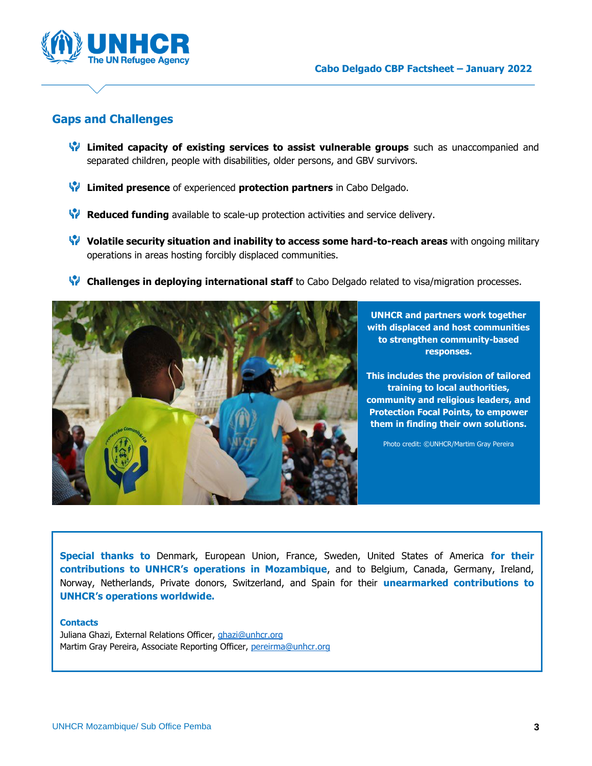## Gaps and Challenges

- **Limited capacity of existing services to assist vulnerable groups** such as unaccompanied and separated children, people with disabilities, older persons, and GBV survivors.
- **Limited presence** of experienced **protection partners** in Cabo Delgado.
- **Reduced funding** available to scale-up protection activities and service delivery.
- **Volatile security situation and inability to access some hard-to-reach areas** with ongoing military operations in areas hosting forcibly displaced communities.
- **Challenges in deploying international staff** to Cabo Delgado related to visa/migration processes.

**UNHCR and partners work together with displaced and host communities to strengthen community-based responses.**

**This includes the provision of tailored training to local authorities, community and religious leaders, and Protection Focal Points, to empower them in finding their own solutions.**

Photo credit: ©UNHCR/Martim Gray Pereira

**Special thanks to** Denmark, European Union, France, Sweden, United States of America **for their contributions to UNHCR's operations in Mozambique**, and to Belgium, Canada, Germany, Ireland, Norway, Netherlands, Private donors, Switzerland, and Spain for their **unearmarked contributions to UNHCR's operations worldwide.**

**Contacts**
Juliana Ghazi, External Relations Officer, ghazi@unhcr.org
Martim Gray Pereira, Associate Reporting Officer, pereirma@unhcr.org